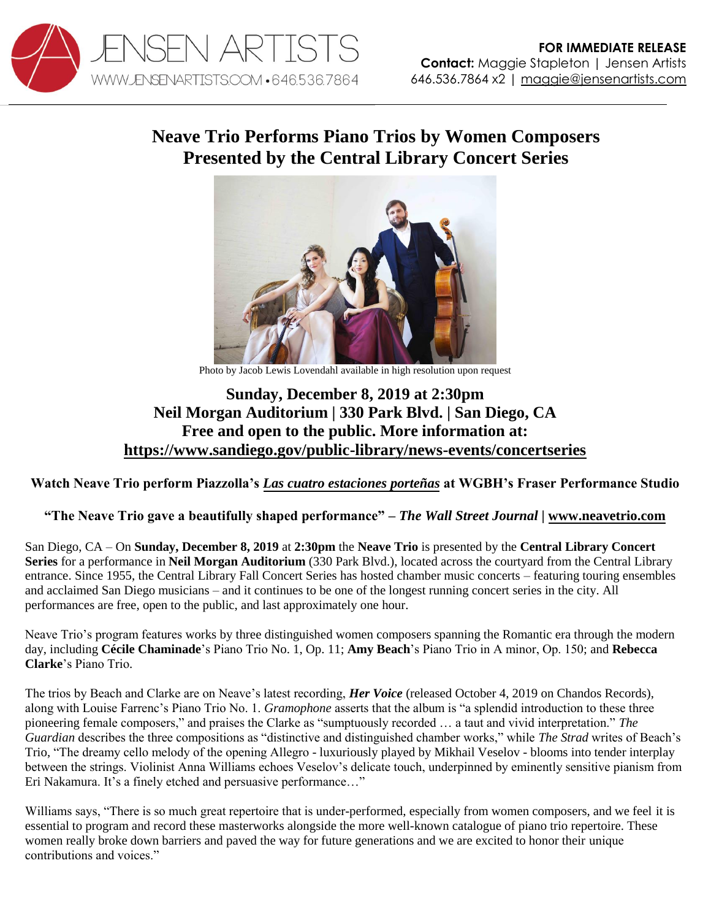JENSEN ARTISTS
WWW.JENSENARTISTS.COM • 646.536.7864

**FOR IMMEDIATE RELEASE**
**Contact:** Maggie Stapleton | Jensen Artists
646.536.7864 x2 | maggie@jensenartists.com

# Neave Trio Performs Piano Trios by Women Composers Presented by the Central Library Concert Series

Photo by Jacob Lewis Lovendahl available in high resolution upon request

## Sunday, December 8, 2019 at 2:30pm
## Neil Morgan Auditorium | 330 Park Blvd. | San Diego, CA
## Free and open to the public. More information at: https://www.sandiego.gov/public-library/news-events/concertseries

**Watch Neave Trio perform Piazzolla's *Las cuatro estaciones porteñas* at WGBH's Fraser Performance Studio**

**"The Neave Trio gave a beautifully shaped performance" – *The Wall Street Journal* | www.neavetrio.com**

San Diego, CA – On **Sunday, December 8, 2019** at **2:30pm** the **Neave Trio** is presented by the **Central Library Concert Series** for a performance in **Neil Morgan Auditorium** (330 Park Blvd.), located across the courtyard from the Central Library entrance. Since 1955, the Central Library Fall Concert Series has hosted chamber music concerts – featuring touring ensembles and acclaimed San Diego musicians – and it continues to be one of the longest running concert series in the city. All performances are free, open to the public, and last approximately one hour.

Neave Trio's program features works by three distinguished women composers spanning the Romantic era through the modern day, including **Cécile Chaminade**'s Piano Trio No. 1, Op. 11; **Amy Beach**'s Piano Trio in A minor, Op. 150; and **Rebecca Clarke**'s Piano Trio.

The trios by Beach and Clarke are on Neave's latest recording, ***Her Voice*** (released October 4, 2019 on Chandos Records), along with Louise Farrenc's Piano Trio No. 1. *Gramophone* asserts that the album is "a splendid introduction to these three pioneering female composers," and praises the Clarke as "sumptuously recorded … a taut and vivid interpretation." *The Guardian* describes the three compositions as "distinctive and distinguished chamber works," while *The Strad* writes of Beach's Trio, "The dreamy cello melody of the opening Allegro - luxuriously played by Mikhail Veselov - blooms into tender interplay between the strings. Violinist Anna Williams echoes Veselov's delicate touch, underpinned by eminently sensitive pianism from Eri Nakamura. It's a finely etched and persuasive performance…"

Williams says, "There is so much great repertoire that is under-performed, especially from women composers, and we feel it is essential to program and record these masterworks alongside the more well-known catalogue of piano trio repertoire. These women really broke down barriers and paved the way for future generations and we are excited to honor their unique contributions and voices."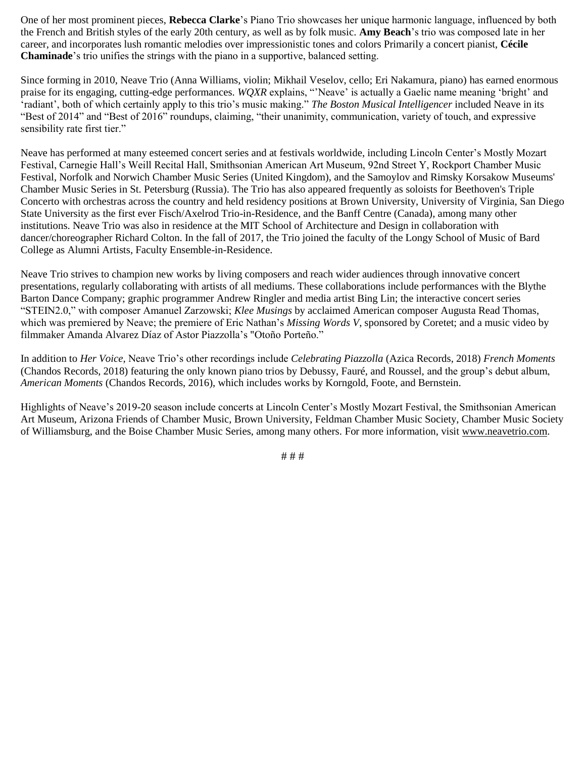One of her most prominent pieces, **Rebecca Clarke**'s Piano Trio showcases her unique harmonic language, influenced by both the French and British styles of the early 20th century, as well as by folk music. **Amy Beach**'s trio was composed late in her career, and incorporates lush romantic melodies over impressionistic tones and colors Primarily a concert pianist, **Cécile Chaminade**'s trio unifies the strings with the piano in a supportive, balanced setting.

Since forming in 2010, Neave Trio (Anna Williams, violin; Mikhail Veselov, cello; Eri Nakamura, piano) has earned enormous praise for its engaging, cutting-edge performances. *WQXR* explains, "'Neave' is actually a Gaelic name meaning 'bright' and 'radiant', both of which certainly apply to this trio's music making." *The Boston Musical Intelligencer* included Neave in its "Best of 2014" and "Best of 2016" roundups, claiming, "their unanimity, communication, variety of touch, and expressive sensibility rate first tier."

Neave has performed at many esteemed concert series and at festivals worldwide, including Lincoln Center's Mostly Mozart Festival, Carnegie Hall's Weill Recital Hall, Smithsonian American Art Museum, 92nd Street Y, Rockport Chamber Music Festival, Norfolk and Norwich Chamber Music Series (United Kingdom), and the Samoylov and Rimsky Korsakow Museums' Chamber Music Series in St. Petersburg (Russia). The Trio has also appeared frequently as soloists for Beethoven's Triple Concerto with orchestras across the country and held residency positions at Brown University, University of Virginia, San Diego State University as the first ever Fisch/Axelrod Trio-in-Residence, and the Banff Centre (Canada), among many other institutions. Neave Trio was also in residence at the MIT School of Architecture and Design in collaboration with dancer/choreographer Richard Colton. In the fall of 2017, the Trio joined the faculty of the Longy School of Music of Bard College as Alumni Artists, Faculty Ensemble-in-Residence.

Neave Trio strives to champion new works by living composers and reach wider audiences through innovative concert presentations, regularly collaborating with artists of all mediums. These collaborations include performances with the Blythe Barton Dance Company; graphic programmer Andrew Ringler and media artist Bing Lin; the interactive concert series "STEIN2.0," with composer Amanuel Zarzowski; *Klee Musings* by acclaimed American composer Augusta Read Thomas, which was premiered by Neave; the premiere of Eric Nathan's *Missing Words V*, sponsored by Coretet; and a music video by filmmaker Amanda Alvarez Díaz of Astor Piazzolla's "Otoño Porteño."

In addition to *Her Voice,* Neave Trio's other recordings include *Celebrating Piazzolla* (Azica Records, 2018) *French Moments* (Chandos Records, 2018) featuring the only known piano trios by Debussy, Fauré, and Roussel, and the group's debut album, *American Moments* (Chandos Records, 2016), which includes works by Korngold, Foote, and Bernstein.

Highlights of Neave's 2019-20 season include concerts at Lincoln Center's Mostly Mozart Festival, the Smithsonian American Art Museum, Arizona Friends of Chamber Music, Brown University, Feldman Chamber Music Society, Chamber Music Society of Williamsburg, and the Boise Chamber Music Series, among many others. For more information, visit www.neavetrio.com.

# # #